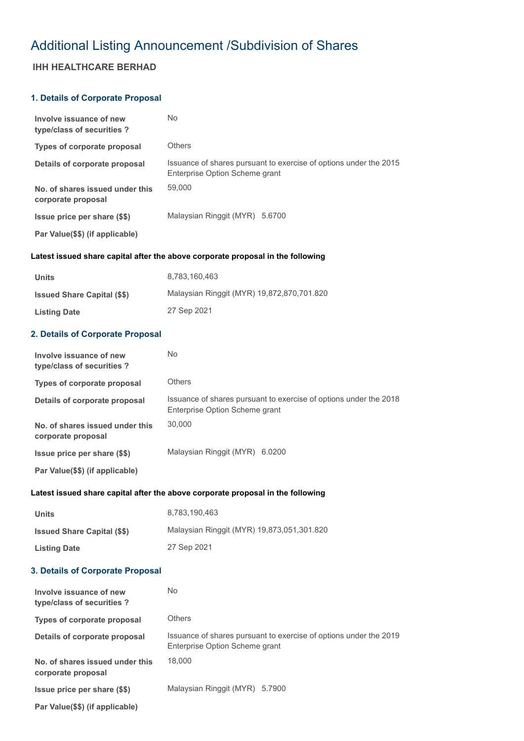# Additional Listing Announcement /Subdivision of Shares

## IHH HEALTHCARE BERHAD

### 1. Details of Corporate Proposal

| | |
|---|---|
| **Involve issuance of new type/class of securities ?** | No |
| **Types of corporate proposal** | Others |
| **Details of corporate proposal** | Issuance of shares pursuant to exercise of options under the 2015 Enterprise Option Scheme grant |
| **No. of shares issued under this corporate proposal** | 59,000 |
| **Issue price per share ($$)** | Malaysian Ringgit (MYR) 5.6700 |
| **Par Value($$) (if applicable)** | |

**Latest issued share capital after the above corporate proposal in the following**

| | |
|---|---|
| **Units** | 8,783,160,463 |
| **Issued Share Capital ($$)** | Malaysian Ringgit (MYR) 19,872,870,701.820 |
| **Listing Date** | 27 Sep 2021 |

### 2. Details of Corporate Proposal

| | |
|---|---|
| **Involve issuance of new type/class of securities ?** | No |
| **Types of corporate proposal** | Others |
| **Details of corporate proposal** | Issuance of shares pursuant to exercise of options under the 2018 Enterprise Option Scheme grant |
| **No. of shares issued under this corporate proposal** | 30,000 |
| **Issue price per share ($$)** | Malaysian Ringgit (MYR) 6.0200 |
| **Par Value($$) (if applicable)** | |

**Latest issued share capital after the above corporate proposal in the following**

| | |
|---|---|
| **Units** | 8,783,190,463 |
| **Issued Share Capital ($$)** | Malaysian Ringgit (MYR) 19,873,051,301.820 |
| **Listing Date** | 27 Sep 2021 |

### 3. Details of Corporate Proposal

| | |
|---|---|
| **Involve issuance of new type/class of securities ?** | No |
| **Types of corporate proposal** | Others |
| **Details of corporate proposal** | Issuance of shares pursuant to exercise of options under the 2019 Enterprise Option Scheme grant |
| **No. of shares issued under this corporate proposal** | 18,000 |
| **Issue price per share ($$)** | Malaysian Ringgit (MYR) 5.7900 |
| **Par Value($$) (if applicable)** | |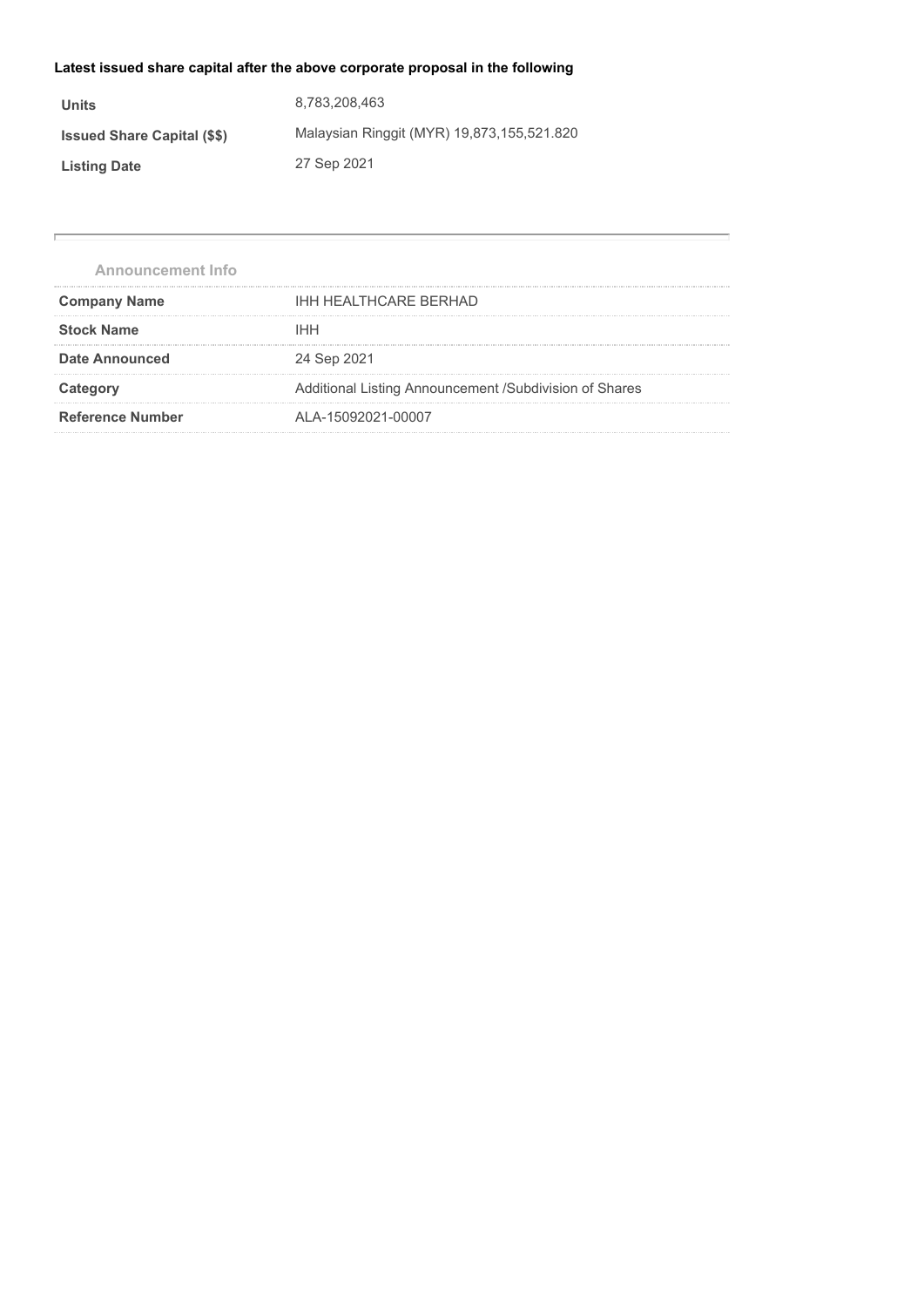**Latest issued share capital after the above corporate proposal in the following**

| | |
|---|---|
| **Units** | 8,783,208,463 |
| **Issued Share Capital ($$)** | Malaysian Ringgit (MYR) 19,873,155,521.820 |
| **Listing Date** | 27 Sep 2021 |

---

**Announcement Info**

| | |
|---|---|
| **Company Name** | IHH HEALTHCARE BERHAD |
| **Stock Name** | IHH |
| **Date Announced** | 24 Sep 2021 |
| **Category** | Additional Listing Announcement /Subdivision of Shares |
| **Reference Number** | ALA-15092021-00007 |